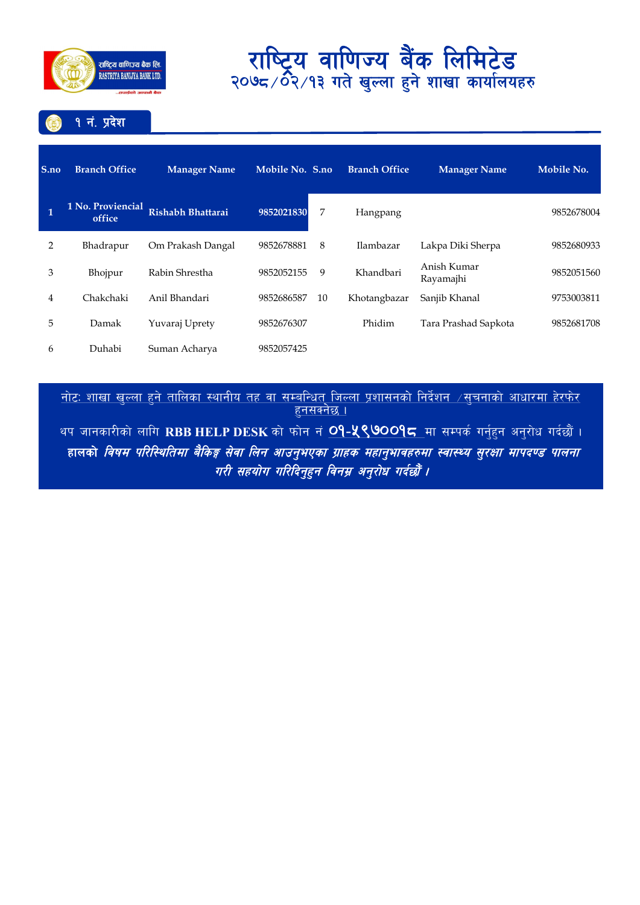# राष्ट्रिय वाणिज्य बैंक लिमिटेड

## २०७८/०२/१३ गते खुल्ला हुने शाखा कार्यालयहरु

### १ नं. प्रदेश

| S.no | Branch Office | Manager Name | Mobile No. | S.no | Branch Office | Manager Name | Mobile No. |
|---|---|---|---|---|---|---|---|
| **1** | **1 No. Proviencial office** | **Rishabh Bhattarai** | **9852021830** | 7 | Hangpang | | 9852678004 |
| 2 | Bhadrapur | Om Prakash Dangal | 9852678881 | 8 | Ilambazar | Lakpa Diki Sherpa | 9852680933 |
| 3 | Bhojpur | Rabin Shrestha | 9852052155 | 9 | Khandbari | Anish Kumar Rayamajhi | 9852051560 |
| 4 | Chakchaki | Anil Bhandari | 9852686587 | 10 | Khotangbazar | Sanjib Khanal | 9753003811 |
| 5 | Damak | Yuvaraj Uprety | 9852676307 | | Phidim | Tara Prashad Sapkota | 9852681708 |
| 6 | Duhabi | Suman Acharya | 9852057425 | | | | |

नोटः शाखा खुल्ला हुने तालिका स्थानीय तह वा सम्बन्धित जिल्ला प्रशासनको निर्देशन /सुचनाको आधारमा हेरफेर हुनसक्नेछ ।

थप जानकारीको लागि **RBB HELP DESK** को फोन नं **०१-५९७००१८** मा सम्पर्क गर्नुहुन अनुरोध गर्दछौं ।

***हालको विषम परिस्थितिमा बैकिङ्ग सेवा लिन आउनुभएका ग्राहक महानुभावहरुमा स्वास्थ्य सुरक्षा मापदण्ड पालना गरी सहयोग गरिदिनुहुन विनम्र अनुरोध गर्दछौं ।***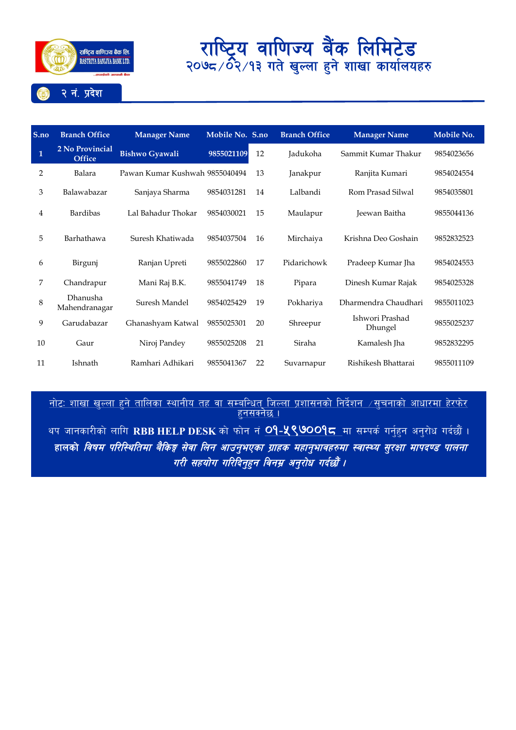# राष्ट्रिय वाणिज्य बैंक लिमिटेड

## २०७८/०२/१३ गते खुल्ला हुने शाखा कार्यालयहरु

### २ नं. प्रदेश

| S.no | Branch Office | Manager Name | Mobile No. | S.no | Branch Office | Manager Name | Mobile No. |
|---|---|---|---|---|---|---|---|
| **1** | **2 No Provincial Office** | **Bishwo Gyawali** | **9855021109** | 12 | Jadukoha | Sammit Kumar Thakur | 9854023656 |
| 2 | Balara | Pawan Kumar Kushwah | 9855040494 | 13 | Janakpur | Ranjita Kumari | 9854024554 |
| 3 | Balawabazar | Sanjaya Sharma | 9854031281 | 14 | Lalbandi | Rom Prasad Silwal | 9854035801 |
| 4 | Bardibas | Lal Bahadur Thokar | 9854030021 | 15 | Maulapur | Jeewan Baitha | 9855044136 |
| 5 | Barhathawa | Suresh Khatiwada | 9854037504 | 16 | Mirchaiya | Krishna Deo Goshain | 9852832523 |
| 6 | Birgunj | Ranjan Upreti | 9855022860 | 17 | Pidarichowk | Pradeep Kumar Jha | 9854024553 |
| 7 | Chandrapur | Mani Raj B.K. | 9855041749 | 18 | Pipara | Dinesh Kumar Rajak | 9854025328 |
| 8 | Dhanusha Mahendranagar | Suresh Mandel | 9854025429 | 19 | Pokhariya | Dharmendra Chaudhari | 9855011023 |
| 9 | Garudabazar | Ghanashyam Katwal | 9855025301 | 20 | Shreepur | Ishwori Prashad Dhungel | 9855025237 |
| 10 | Gaur | Niroj Pandey | 9855025208 | 21 | Siraha | Kamalesh Jha | 9852832295 |
| 11 | Ishnath | Ramhari Adhikari | 9855041367 | 22 | Suvarnapur | Rishikesh Bhattarai | 9855011109 |

नोटः शाखा खुल्ला हुने तालिका स्थानीय तह वा सम्बन्धित जिल्ला प्रशासनको निर्देशन /सुचनाको आधारमा हेरफेर हुनसक्नेछ ।

थप जानकारीको लागि **RBB HELP DESK** को फोन नं ०१-५९७००१८ मा सम्पर्क गर्नुहुन अनुरोध गर्दछौं ।

**हालको *विषम परिस्थितिमा बैंकिङ्ग सेवा लिन आउनुभएका ग्राहक महानुभावहरुमा स्वास्थ्य सुरक्षा मापदण्ड पालना गरी सहयोग गरिदिनुहुन विनम्र अनुरोध गर्दछौं ।***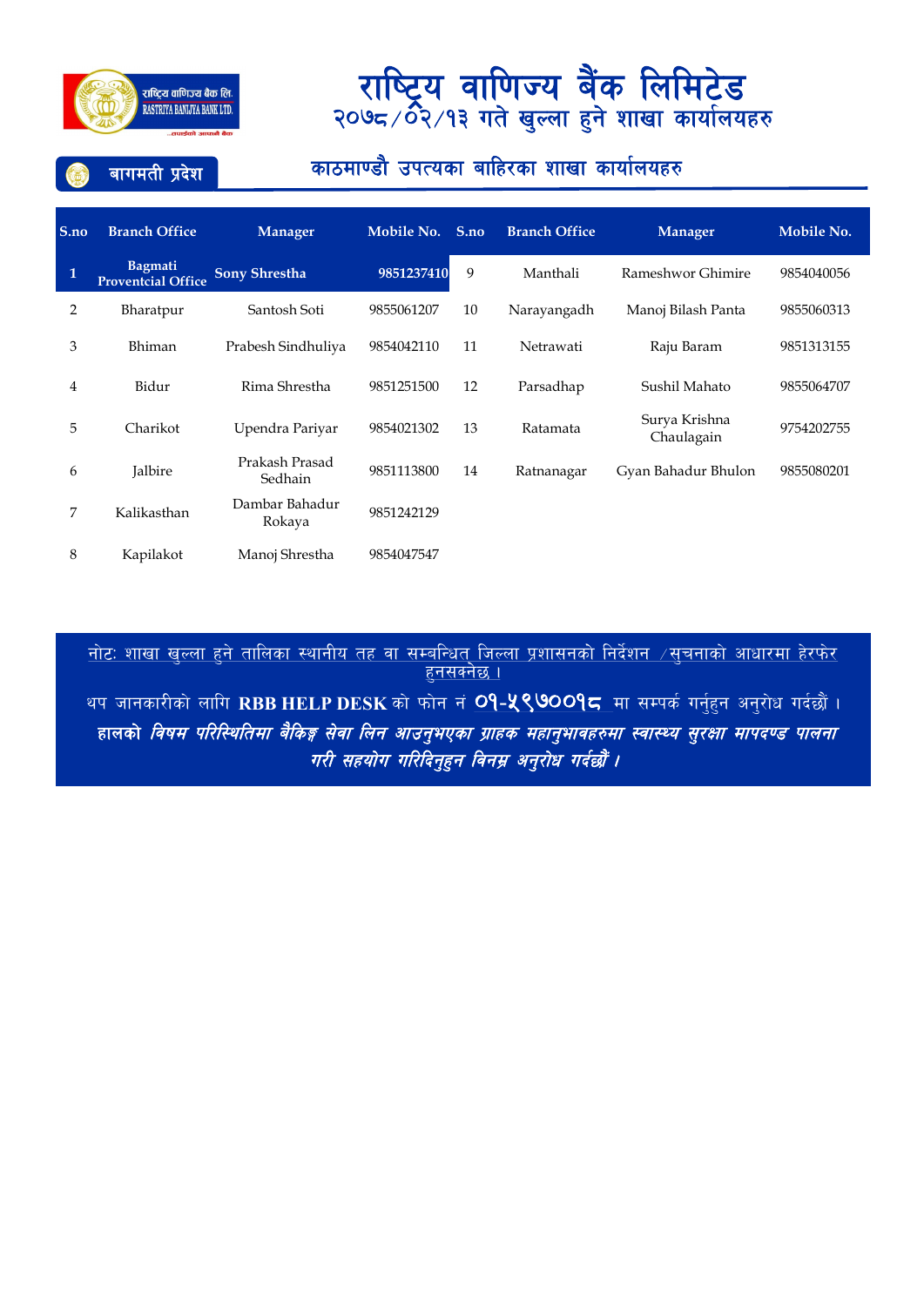# राष्ट्रिय वाणिज्य बैंक लिमिटेड

## २०७८/०२/१३ गते खुल्ला हुने शाखा कार्यालयहरु

### बागमती प्रदेश

### काठमाण्डौ उपत्यका बाहिरका शाखा कार्यालयहरु

| S.no | Branch Office | Manager | Mobile No. | S.no | Branch Office | Manager | Mobile No. |
|---|---|---|---|---|---|---|---|
| **1** | **Bagmati Proventcial Office** | **Sony Shrestha** | **9851237410** | 9 | Manthali | Rameshwor Ghimire | 9854040056 |
| 2 | Bharatpur | Santosh Soti | 9855061207 | 10 | Narayangadh | Manoj Bilash Panta | 9855060313 |
| 3 | Bhiman | Prabesh Sindhuliya | 9854042110 | 11 | Netrawati | Raju Baram | 9851313155 |
| 4 | Bidur | Rima Shrestha | 9851251500 | 12 | Parsadhap | Sushil Mahato | 9855064707 |
| 5 | Charikot | Upendra Pariyar | 9854021302 | 13 | Ratamata | Surya Krishna Chaulagain | 9754202755 |
| 6 | Jalbire | Prakash Prasad Sedhain | 9851113800 | 14 | Ratnanagar | Gyan Bahadur Bhulon | 9855080201 |
| 7 | Kalikasthan | Dambar Bahadur Rokaya | 9851242129 | | | | |
| 8 | Kapilakot | Manoj Shrestha | 9854047547 | | | | |

नोटः शाखा खुल्ला हुने तालिका स्थानीय तह वा सम्बन्धित जिल्ला प्रशासनको निर्देशन /सुचनाको आधारमा हेरफेर हुनसक्नेछ ।

थप जानकारीको लागि **RBB HELP DESK** को फोन नं ०१-५९७००१८ मा सम्पर्क गर्नुहुन अनुरोध गर्दछौं ।

**हालको *विषम परिस्थितिमा बैकिङ्ग सेवा लिन आउनुभएका ग्राहक महानुभावहरुमा स्वास्थ्य सुरक्षा मापदण्ड पालना गरी सहयोग गरिदिनुहुन विनम्र अनुरोध गर्दछौं ।***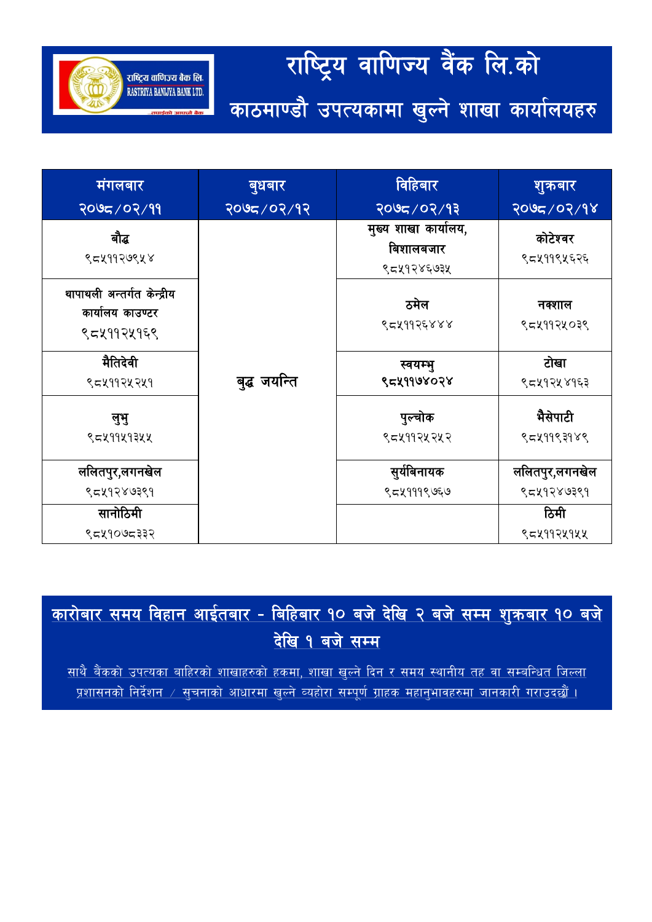राष्ट्रिय वाणिज्य बैंक लि.
RASTRIYA BANIJYA BANK LTD.
...तपाईंको आफ्नो बैंक

# राष्ट्रिय वाणिज्य वैंक लि.को
## काठमाण्डौ उपत्यकामा खुल्ने शाखा कार्यालयहरु

| मंगलबार २०७८/०२/११ | बुधबार २०७८/०२/१२ | विहिबार २०७८/०२/१३ | शुक्रबार २०७८/०२/१४ |
|---|---|---|---|
| बौद्ध ९८५११२७९५४ | बुद्ध जयन्ति | मुख्य शाखा कार्यालय, विशालबजार ९८५१२४६७३५ | कोटेश्वर ९८५११९५६२६ |
| थापाथली अन्तर्गत केन्द्रीय कार्यालय काउण्टर ९८५११२५१६९ | | ठमेल ९८५११२६४४४ | नक्शाल ९८५११२५०३९ |
| मैतिदेवी ९८५११२५२५१ | | स्वयम्भु ९८५११७४०२४ | टोखा ९८५१२५४१६३ |
| लुभु ९८५११५१३५५ | | पुल्चोक ९८५११२५२५२ | भैसेपाटी ९८५११९३१४९ |
| ललितपुर,लगनखेल ९८५१२४७३९१ | | सुर्यबिनायक ९८५१११९७६७ | ललितपुर,लगनखेल ९८५१२४७३९१ |
| सानोठिमी ९८५१०७८३३२ | | | ठिमी ९८५११२५१५५ |

**कारोबार समय विहान आईतबार - बिहिबार १० बजे देखि २ बजे सम्म शुक्रबार १० बजे देखि १ बजे सम्म**

साथै बैंकको उपत्यका बाहिरको शाखाहरुको हकमा, शाखा खुल्ने दिन र समय स्थानीय तह वा सम्बन्धित जिल्ला प्रशासनको निर्देशन / सुचनाको आधारमा खुल्ने व्यहोरा सम्पूर्ण ग्राहक महानुभावहरुमा जानकारी गराउदछौं ।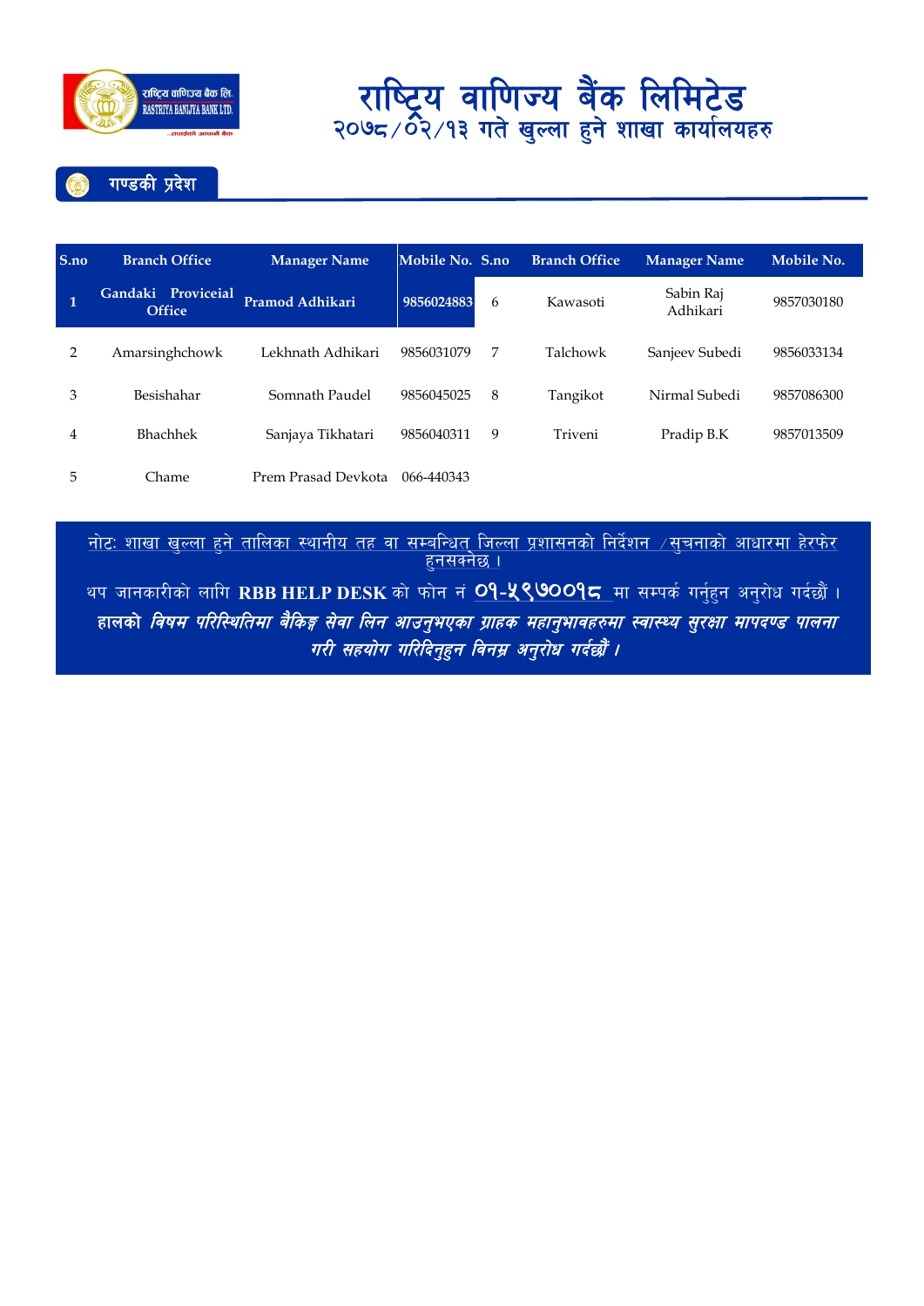# राष्ट्रिय वाणिज्य बैंक लिमिटेड
## २०७८/०२/१३ गते खुल्ला हुने शाखा कार्यालयहरु

### गण्डकी प्रदेश

| S.no | Branch Office | Manager Name | Mobile No. | S.no | Branch Office | Manager Name | Mobile No. |
|---|---|---|---|---|---|---|---|
| **1** | **Gandaki Proviceial Office** | **Pramod Adhikari** | **9856024883** | 6 | Kawasoti | Sabin Raj Adhikari | 9857030180 |
| 2 | Amarsinghchowk | Lekhnath Adhikari | 9856031079 | 7 | Talchowk | Sanjeev Subedi | 9856033134 |
| 3 | Besishahar | Somnath Paudel | 9856045025 | 8 | Tangikot | Nirmal Subedi | 9857086300 |
| 4 | Bhachhek | Sanjaya Tikhatari | 9856040311 | 9 | Triveni | Pradip B.K | 9857013509 |
| 5 | Chame | Prem Prasad Devkota | 066-440343 | | | | |

नोटः शाखा खुल्ला हुने तालिका स्थानीय तह वा सम्बन्धित जिल्ला प्रशासनको निर्देशन /सुचनाको आधारमा हेरफेर हुनसक्नेछ ।

थप जानकारीको लागि **RBB HELP DESK** को फोन नं **०१-५९७००१८** मा सम्पर्क गर्नुहुन अनुरोध गर्दछौं ।

**हालको *विषम परिस्थितिमा बैंकिङ्ग सेवा लिन आउनुभएका ग्राहक महानुभावहरुमा स्वास्थ्य सुरक्षा मापदण्ड पालना गरी सहयोग गरिदिनुहुन विनम्र अनुरोध गर्दछौं ।***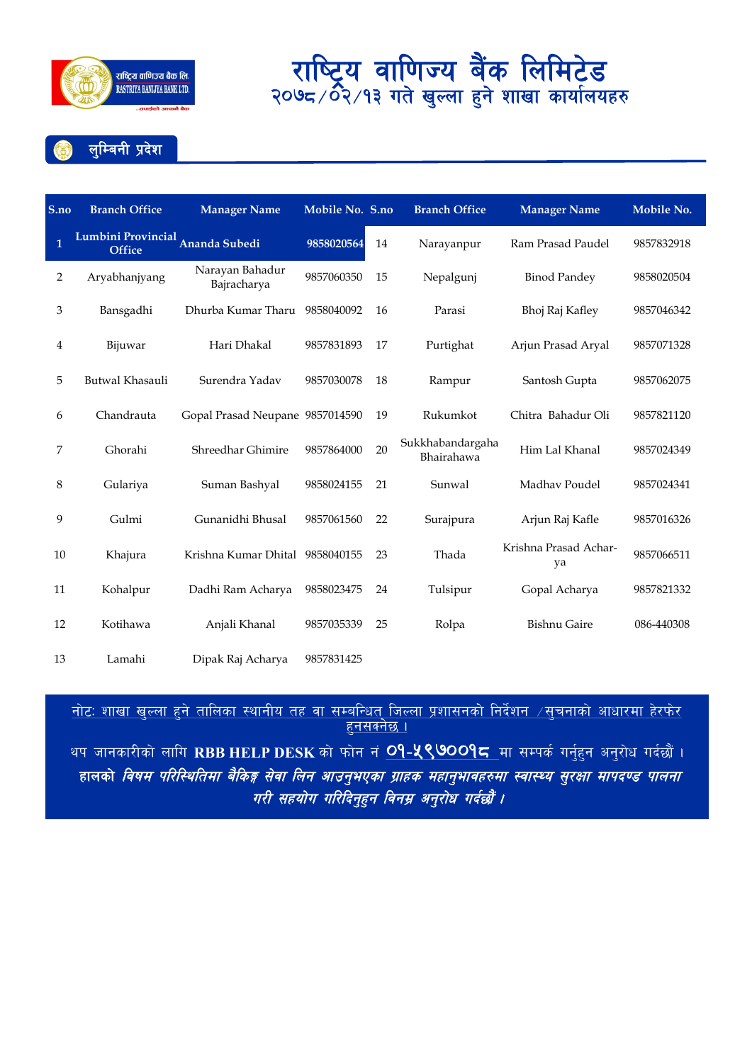# राष्ट्रिय वाणिज्य बैंक लिमिटेड

## २०७८/०२/१३ गते खुल्ला हुने शाखा कार्यालयहरु

### लुम्बिनी प्रदेश

| S.no | Branch Office | Manager Name | Mobile No. | S.no | Branch Office | Manager Name | Mobile No. |
|---|---|---|---|---|---|---|---|
| **1** | **Lumbini Provincial Office** | **Ananda Subedi** | **9858020564** | 14 | Narayanpur | Ram Prasad Paudel | 9857832918 |
| 2 | Aryabhanjyang | Narayan Bahadur Bajracharya | 9857060350 | 15 | Nepalgunj | Binod Pandey | 9858020504 |
| 3 | Bansgadhi | Dhurba Kumar Tharu | 9858040092 | 16 | Parasi | Bhoj Raj Kafley | 9857046342 |
| 4 | Bijuwar | Hari Dhakal | 9857831893 | 17 | Purtighat | Arjun Prasad Aryal | 9857071328 |
| 5 | Butwal Khasauli | Surendra Yadav | 9857030078 | 18 | Rampur | Santosh Gupta | 9857062075 |
| 6 | Chandrauta | Gopal Prasad Neupane | 9857014590 | 19 | Rukumkot | Chitra Bahadur Oli | 9857821120 |
| 7 | Ghorahi | Shreedhar Ghimire | 9857864000 | 20 | Sukkhabandargaha Bhairahawa | Him Lal Khanal | 9857024349 |
| 8 | Gulariya | Suman Bashyal | 9858024155 | 21 | Sunwal | Madhav Poudel | 9857024341 |
| 9 | Gulmi | Gunanidhi Bhusal | 9857061560 | 22 | Surajpura | Arjun Raj Kafle | 9857016326 |
| 10 | Khajura | Krishna Kumar Dhital | 9858040155 | 23 | Thada | Krishna Prasad Acharya | 9857066511 |
| 11 | Kohalpur | Dadhi Ram Acharya | 9858023475 | 24 | Tulsipur | Gopal Acharya | 9857821332 |
| 12 | Kotihawa | Anjali Khanal | 9857035339 | 25 | Rolpa | Bishnu Gaire | 086-440308 |
| 13 | Lamahi | Dipak Raj Acharya | 9857831425 | | | | |

नोटः शाखा खुल्ला हुने तालिका स्थानीय तह वा सम्बन्धित जिल्ला प्रशासनको निर्देशन /सुचनाको आधारमा हेरफेर हुनसक्नेछ ।

थप जानकारीको लागि **RBB HELP DESK** को फोन नं **०१-५९७००१८** मा सम्पर्क गर्नुहुन अनुरोध गर्दछौं ।

**हालको** ***विषम परिस्थितिमा बैकिङ्ग सेवा लिन आउनुभएका ग्राहक महानुभावहरुमा स्वास्थ्य सुरक्षा मापदण्ड पालना गरी सहयोग गरिदिनुहुन विनम्र अनुरोध गर्दछौं ।***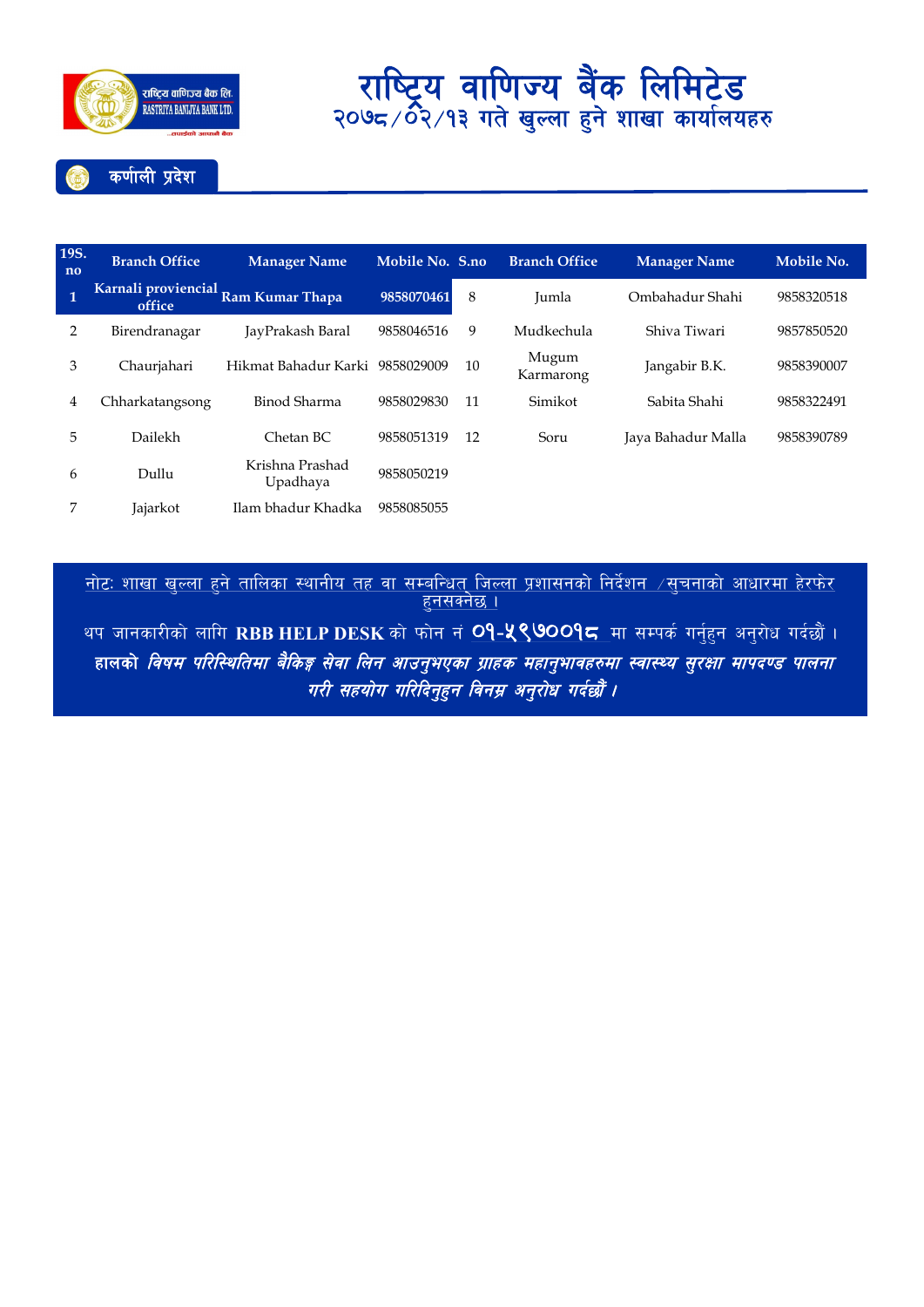# राष्ट्रिय वाणिज्य बैंक लिमिटेड

## २०७८/०२/१३ गते खुल्ला हुने शाखा कार्यालयहरु

### कर्णाली प्रदेश

| 19S. no | Branch Office | Manager Name | Mobile No. | S.no | Branch Office | Manager Name | Mobile No. |
|---|---|---|---|---|---|---|---|
| 1 | Karnali proviencial office | Ram Kumar Thapa | 9858070461 | 8 | Jumla | Ombahadur Shahi | 9858320518 |
| 2 | Birendranagar | JayPrakash Baral | 9858046516 | 9 | Mudkechula | Shiva Tiwari | 9857850520 |
| 3 | Chaurjahari | Hikmat Bahadur Karki | 9858029009 | 10 | Mugum Karmarong | Jangabir B.K. | 9858390007 |
| 4 | Chharkatangsong | Binod Sharma | 9858029830 | 11 | Simikot | Sabita Shahi | 9858322491 |
| 5 | Dailekh | Chetan BC | 9858051319 | 12 | Soru | Jaya Bahadur Malla | 9858390789 |
| 6 | Dullu | Krishna Prashad Upadhaya | 9858050219 | | | | |
| 7 | Jajarkot | Ilam bhadur Khadka | 9858085055 | | | | |

नोटः शाखा खुल्ला हुने तालिका स्थानीय तह वा सम्वन्धित जिल्ला प्रशासनको निर्देशन /सुचनाको आधारमा हेरफेर हुनसक्नेछ ।

थप जानकारीको लागि **RBB HELP DESK** को फोन नं ०१-५९७००१८ मा सम्पर्क गर्नुहुन अनुरोध गर्दछौं ।

**हालको *विषम परिस्थितिमा बैंकिङ्ग सेवा लिन आउनुभएका ग्राहक महानुभावहरुमा स्वास्थ्य सुरक्षा मापदण्ड पालना गरी सहयोग गरिदिनुहुन विनम्र अनुरोध गर्दछौं ।***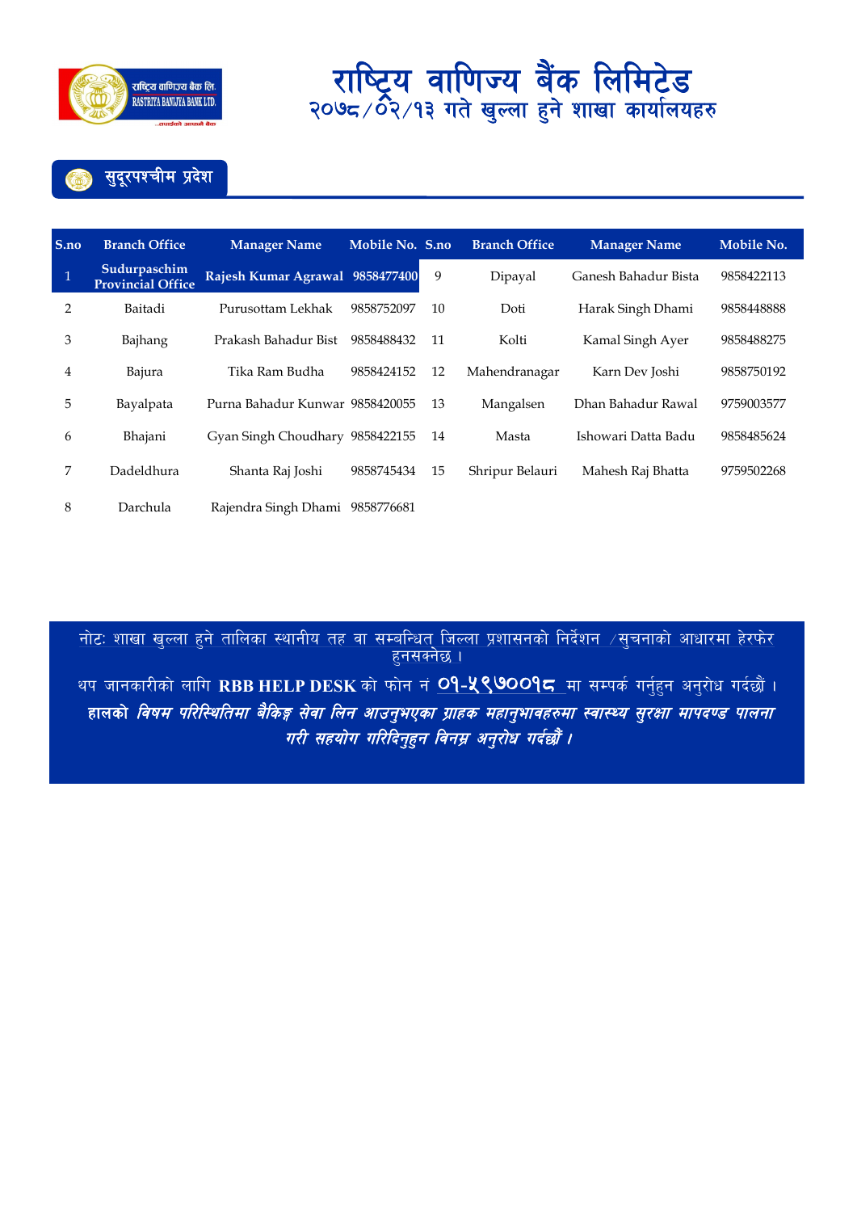# राष्ट्रिय वाणिज्य बैंक लिमिटेड

## २०७८/०२/१३ गते खुल्ला हुने शाखा कार्यालयहरु

### सुदूरपश्चीम प्रदेश

| S.no | Branch Office | Manager Name | Mobile No. | S.no | Branch Office | Manager Name | Mobile No. |
|---|---|---|---|---|---|---|---|
| 1 | Sudurpaschim Provincial Office | Rajesh Kumar Agrawal | 9858477400 | 9 | Dipayal | Ganesh Bahadur Bista | 9858422113 |
| 2 | Baitadi | Purusottam Lekhak | 9858752097 | 10 | Doti | Harak Singh Dhami | 9858448888 |
| 3 | Bajhang | Prakash Bahadur Bist | 9858488432 | 11 | Kolti | Kamal Singh Ayer | 9858488275 |
| 4 | Bajura | Tika Ram Budha | 9858424152 | 12 | Mahendranagar | Karn Dev Joshi | 9858750192 |
| 5 | Bayalpata | Purna Bahadur Kunwar | 9858420055 | 13 | Mangalsen | Dhan Bahadur Rawal | 9759003577 |
| 6 | Bhajani | Gyan Singh Choudhary | 9858422155 | 14 | Masta | Ishowari Datta Badu | 9858485624 |
| 7 | Dadeldhura | Shanta Raj Joshi | 9858745434 | 15 | Shripur Belauri | Mahesh Raj Bhatta | 9759502268 |
| 8 | Darchula | Rajendra Singh Dhami | 9858776681 | | | | |

नोटः शाखा खुल्ला हुने तालिका स्थानीय तह वा सम्बन्धित जिल्ला प्रशासनको निर्देशन /सुचनाको आधारमा हेरफेर हुनसक्नेछ ।

थप जानकारीको लागि **RBB HELP DESK** को फोन नं **०१-५९७००१८** मा सम्पर्क गर्नुहुन अनुरोध गर्दछौं ।

***हालको विषम परिस्थितिमा बैंकिङ्ग सेवा लिन आउनुभएका ग्राहक महानुभावहरुमा स्वास्थ्य सुरक्षा मापदण्ड पालना गरी सहयोग गरिदिनुहुन विनम्र अनुरोध गर्दछौं ।***